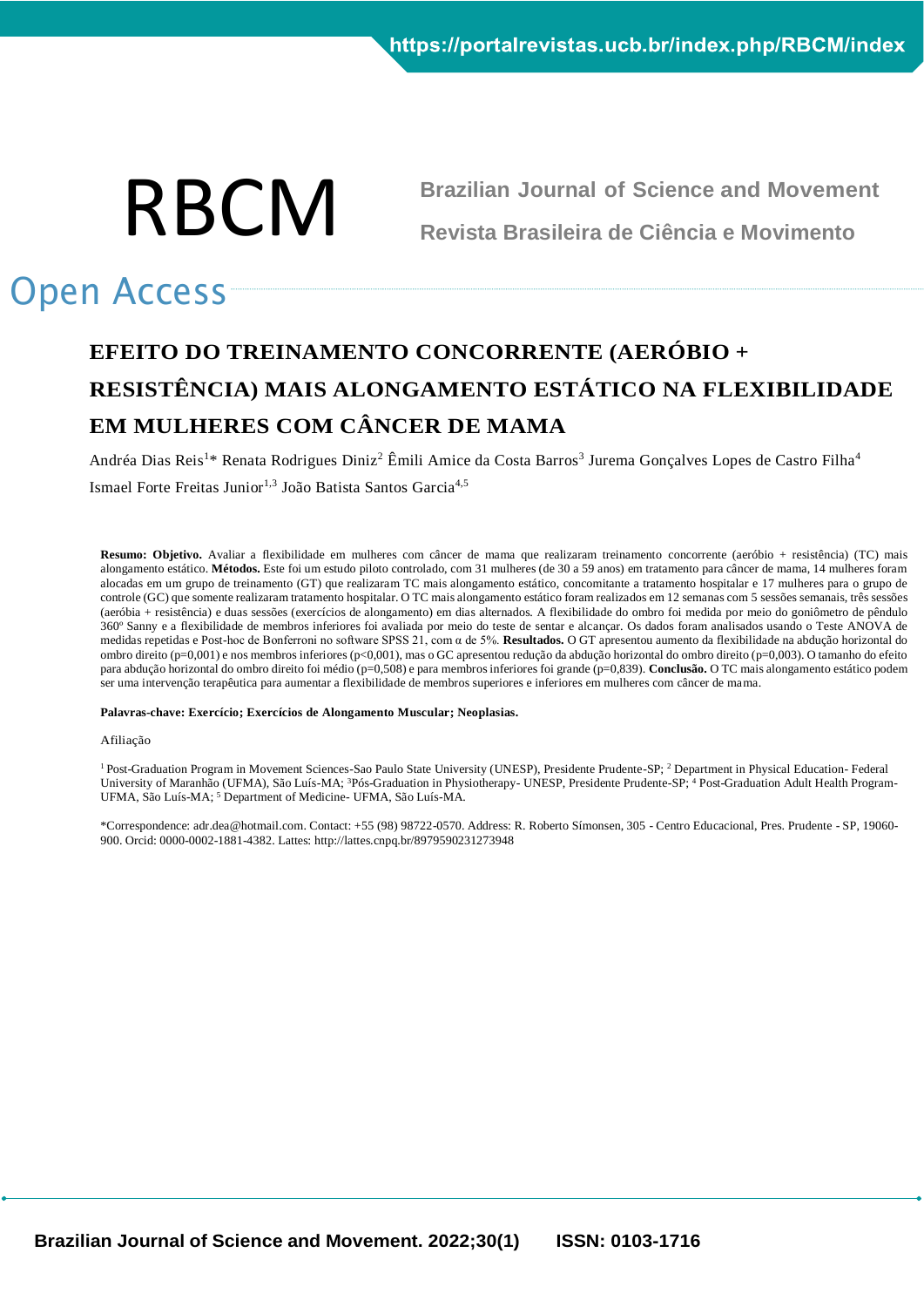# EFEITO DO TREINAMENTO CONCORRENTE (AERÓBIO + RESISTÊNCIA) MAIS ALONGAMENTO ESTÁTICO NA FLEXIBILIDADE EM MULHERES COM CÂNCER DE MAMA

Andréa Dias Reis[1]* Renata Rodrigues Diniz[2] Êmili Amice da Costa Barros[3] Jurema Gonçalves Lopes de Castro Filha[4] Ismael Forte Freitas Junior[1,3] João Batista Santos Garcia[4,5]

**Resumo: Objetivo.** Avaliar a flexibilidade em mulheres com câncer de mama que realizaram treinamento concorrente (aeróbio + resistência) (TC) mais alongamento estático. **Métodos.** Este foi um estudo piloto controlado, com 31 mulheres (de 30 a 59 anos) em tratamento para câncer de mama, 14 mulheres foram alocadas em um grupo de treinamento (GT) que realizaram TC mais alongamento estático, concomitante a tratamento hospitalar e 17 mulheres para o grupo de controle (GC) que somente realizaram tratamento hospitalar. O TC mais alongamento estático foram realizados em 12 semanas com 5 sessões semanais, três sessões (aeróbia + resistência) e duas sessões (exercícios de alongamento) em dias alternados. A flexibilidade do ombro foi medida por meio do goniômetro de pêndulo 360º Sanny e a flexibilidade de membros inferiores foi avaliada por meio do teste de sentar e alcançar. Os dados foram analisados usando o Teste ANOVA de medidas repetidas e Post-hoc de Bonferroni no software SPSS 21, com α de 5%. **Resultados.** O GT apresentou aumento da flexibilidade na abdução horizontal do ombro direito (p=0,001) e nos membros inferiores (p<0,001), mas o GC apresentou redução da abdução horizontal do ombro direito (p=0,003). O tamanho do efeito para abdução horizontal do ombro direito foi médio (p=0,508) e para membros inferiores foi grande (p=0,839). **Conclusão.** O TC mais alongamento estático podem ser uma intervenção terapêutica para aumentar a flexibilidade de membros superiores e inferiores em mulheres com câncer de mama.

**Palavras-chave: Exercício; Exercícios de Alongamento Muscular; Neoplasias.**

Afiliação

[1] Post-Graduation Program in Movement Sciences-Sao Paulo State University (UNESP), Presidente Prudente-SP; [2] Department in Physical Education- Federal University of Maranhão (UFMA), São Luís-MA; [3]Pós-Graduation in Physiotherapy- UNESP, Presidente Prudente-SP; [4] Post-Graduation Adult Health Program-UFMA, São Luís-MA; [5] Department of Medicine- UFMA, São Luís-MA.

*Correspondence: adr.dea@hotmail.com. Contact: +55 (98) 98722-0570. Address: R. Roberto Símonsen, 305 - Centro Educacional, Pres. Prudente - SP, 19060-900. Orcid: 0000-0002-1881-4382. Lattes: http://lattes.cnpq.br/8979590231273948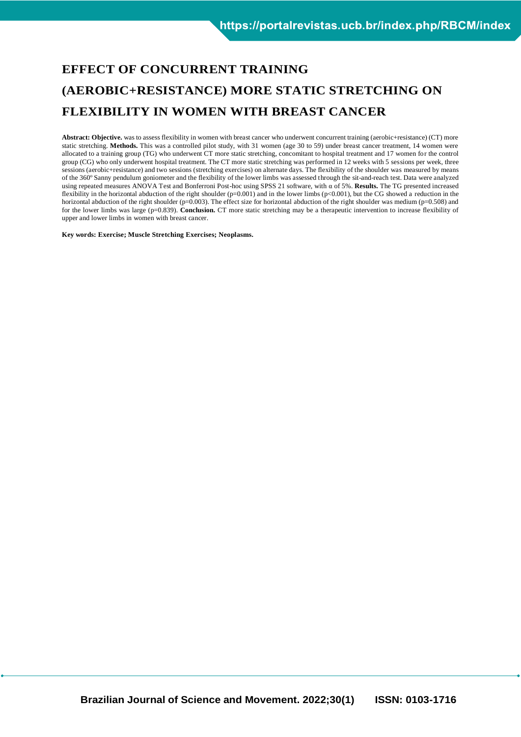# EFFECT OF CONCURRENT TRAINING (AEROBIC+RESISTANCE) MORE STATIC STRETCHING ON FLEXIBILITY IN WOMEN WITH BREAST CANCER

**Abstract: Objective.** was to assess flexibility in women with breast cancer who underwent concurrent training (aerobic+resistance) (CT) more static stretching. **Methods.** This was a controlled pilot study, with 31 women (age 30 to 59) under breast cancer treatment, 14 women were allocated to a training group (TG) who underwent CT more static stretching, concomitant to hospital treatment and 17 women for the control group (CG) who only underwent hospital treatment. The CT more static stretching was performed in 12 weeks with 5 sessions per week, three sessions (aerobic+resistance) and two sessions (stretching exercises) on alternate days. The flexibility of the shoulder was measured by means of the 360º Sanny pendulum goniometer and the flexibility of the lower limbs was assessed through the sit-and-reach test. Data were analyzed using repeated measures ANOVA Test and Bonferroni Post-hoc using SPSS 21 software, with α of 5%. **Results.** The TG presented increased flexibility in the horizontal abduction of the right shoulder (p=0.001) and in the lower limbs (p<0.001), but the CG showed a reduction in the horizontal abduction of the right shoulder (p=0.003). The effect size for horizontal abduction of the right shoulder was medium (p=0.508) and for the lower limbs was large (p=0.839). **Conclusion.** CT more static stretching may be a therapeutic intervention to increase flexibility of upper and lower limbs in women with breast cancer.

**Key words: Exercise; Muscle Stretching Exercises; Neoplasms.**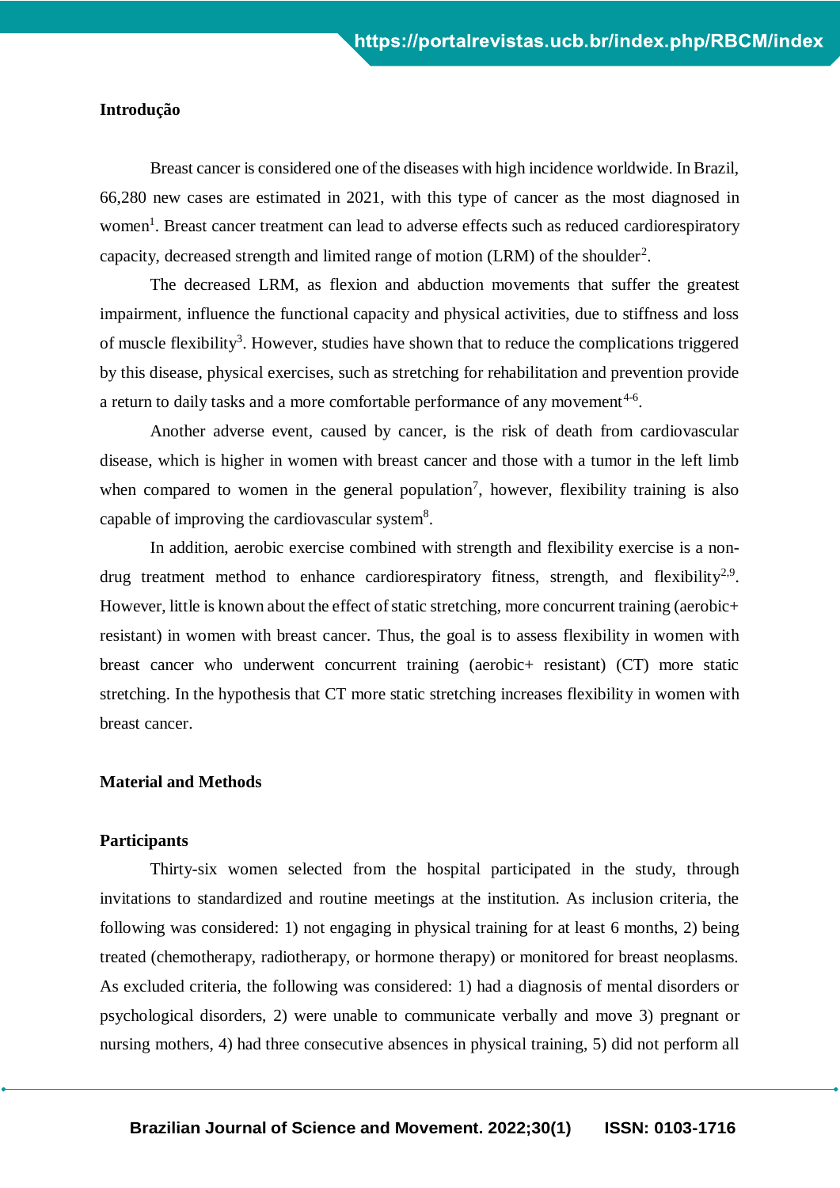## Introdução

Breast cancer is considered one of the diseases with high incidence worldwide. In Brazil, 66,280 new cases are estimated in 2021, with this type of cancer as the most diagnosed in women[1]. Breast cancer treatment can lead to adverse effects such as reduced cardiorespiratory capacity, decreased strength and limited range of motion (LRM) of the shoulder[2].

The decreased LRM, as flexion and abduction movements that suffer the greatest impairment, influence the functional capacity and physical activities, due to stiffness and loss of muscle flexibility[3]. However, studies have shown that to reduce the complications triggered by this disease, physical exercises, such as stretching for rehabilitation and prevention provide a return to daily tasks and a more comfortable performance of any movement[4-6].

Another adverse event, caused by cancer, is the risk of death from cardiovascular disease, which is higher in women with breast cancer and those with a tumor in the left limb when compared to women in the general population[7], however, flexibility training is also capable of improving the cardiovascular system[8].

In addition, aerobic exercise combined with strength and flexibility exercise is a non-drug treatment method to enhance cardiorespiratory fitness, strength, and flexibility[2,9]. However, little is known about the effect of static stretching, more concurrent training (aerobic+ resistant) in women with breast cancer. Thus, the goal is to assess flexibility in women with breast cancer who underwent concurrent training (aerobic+ resistant) (CT) more static stretching. In the hypothesis that CT more static stretching increases flexibility in women with breast cancer.

## Material and Methods

### Participants

Thirty-six women selected from the hospital participated in the study, through invitations to standardized and routine meetings at the institution. As inclusion criteria, the following was considered: 1) not engaging in physical training for at least 6 months, 2) being treated (chemotherapy, radiotherapy, or hormone therapy) or monitored for breast neoplasms. As excluded criteria, the following was considered: 1) had a diagnosis of mental disorders or psychological disorders, 2) were unable to communicate verbally and move 3) pregnant or nursing mothers, 4) had three consecutive absences in physical training, 5) did not perform all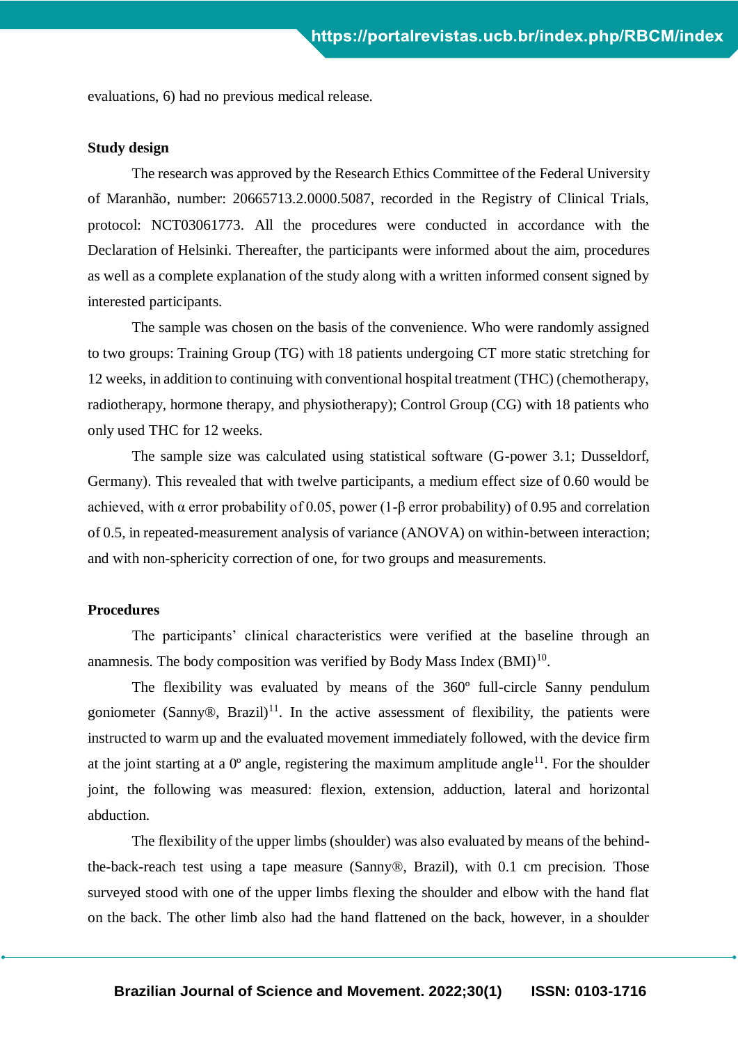evaluations, 6) had no previous medical release.

**Study design**

The research was approved by the Research Ethics Committee of the Federal University of Maranhão, number: 20665713.2.0000.5087, recorded in the Registry of Clinical Trials, protocol: NCT03061773. All the procedures were conducted in accordance with the Declaration of Helsinki. Thereafter, the participants were informed about the aim, procedures as well as a complete explanation of the study along with a written informed consent signed by interested participants.

The sample was chosen on the basis of the convenience. Who were randomly assigned to two groups: Training Group (TG) with 18 patients undergoing CT more static stretching for 12 weeks, in addition to continuing with conventional hospital treatment (THC) (chemotherapy, radiotherapy, hormone therapy, and physiotherapy); Control Group (CG) with 18 patients who only used THC for 12 weeks.

The sample size was calculated using statistical software (G-power 3.1; Dusseldorf, Germany). This revealed that with twelve participants, a medium effect size of 0.60 would be achieved, with α error probability of 0.05, power (1-β error probability) of 0.95 and correlation of 0.5, in repeated-measurement analysis of variance (ANOVA) on within-between interaction; and with non-sphericity correction of one, for two groups and measurements.

**Procedures**

The participants' clinical characteristics were verified at the baseline through an anamnesis. The body composition was verified by Body Mass Index (BMI)[10].

The flexibility was evaluated by means of the 360º full-circle Sanny pendulum goniometer (Sanny®, Brazil)[11]. In the active assessment of flexibility, the patients were instructed to warm up and the evaluated movement immediately followed, with the device firm at the joint starting at a 0º angle, registering the maximum amplitude angle[11]. For the shoulder joint, the following was measured: flexion, extension, adduction, lateral and horizontal abduction.

The flexibility of the upper limbs (shoulder) was also evaluated by means of the behind-the-back-reach test using a tape measure (Sanny®, Brazil), with 0.1 cm precision. Those surveyed stood with one of the upper limbs flexing the shoulder and elbow with the hand flat on the back. The other limb also had the hand flattened on the back, however, in a shoulder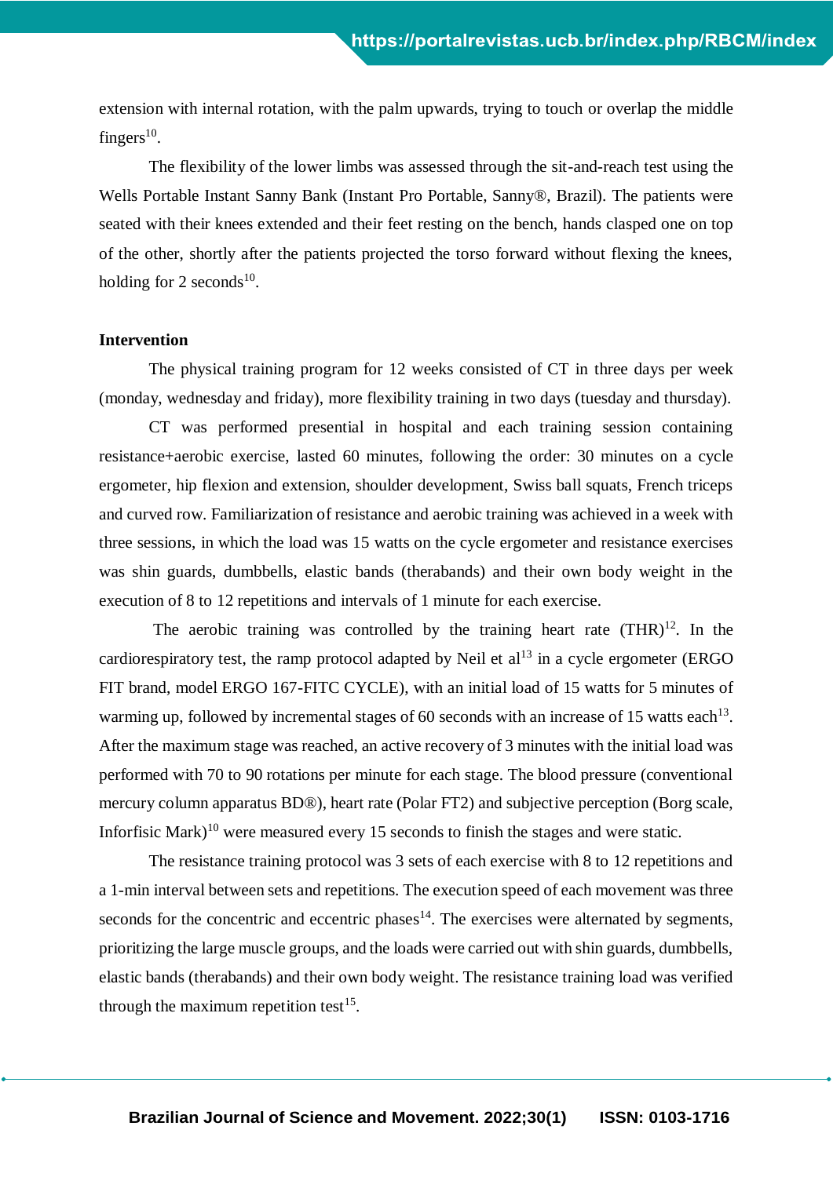extension with internal rotation, with the palm upwards, trying to touch or overlap the middle fingers[10].

The flexibility of the lower limbs was assessed through the sit-and-reach test using the Wells Portable Instant Sanny Bank (Instant Pro Portable, Sanny®, Brazil). The patients were seated with their knees extended and their feet resting on the bench, hands clasped one on top of the other, shortly after the patients projected the torso forward without flexing the knees, holding for 2 seconds[10].

**Intervention**

The physical training program for 12 weeks consisted of CT in three days per week (monday, wednesday and friday), more flexibility training in two days (tuesday and thursday).

CT was performed presential in hospital and each training session containing resistance+aerobic exercise, lasted 60 minutes, following the order: 30 minutes on a cycle ergometer, hip flexion and extension, shoulder development, Swiss ball squats, French triceps and curved row. Familiarization of resistance and aerobic training was achieved in a week with three sessions, in which the load was 15 watts on the cycle ergometer and resistance exercises was shin guards, dumbbells, elastic bands (therabands) and their own body weight in the execution of 8 to 12 repetitions and intervals of 1 minute for each exercise.

The aerobic training was controlled by the training heart rate (THR)[12]. In the cardiorespiratory test, the ramp protocol adapted by Neil et al[13] in a cycle ergometer (ERGO FIT brand, model ERGO 167-FITC CYCLE), with an initial load of 15 watts for 5 minutes of warming up, followed by incremental stages of 60 seconds with an increase of 15 watts each[13]. After the maximum stage was reached, an active recovery of 3 minutes with the initial load was performed with 70 to 90 rotations per minute for each stage. The blood pressure (conventional mercury column apparatus BD®), heart rate (Polar FT2) and subjective perception (Borg scale, Inforfisic Mark)[10] were measured every 15 seconds to finish the stages and were static.

The resistance training protocol was 3 sets of each exercise with 8 to 12 repetitions and a 1-min interval between sets and repetitions. The execution speed of each movement was three seconds for the concentric and eccentric phases[14]. The exercises were alternated by segments, prioritizing the large muscle groups, and the loads were carried out with shin guards, dumbbells, elastic bands (therabands) and their own body weight. The resistance training load was verified through the maximum repetition test[15].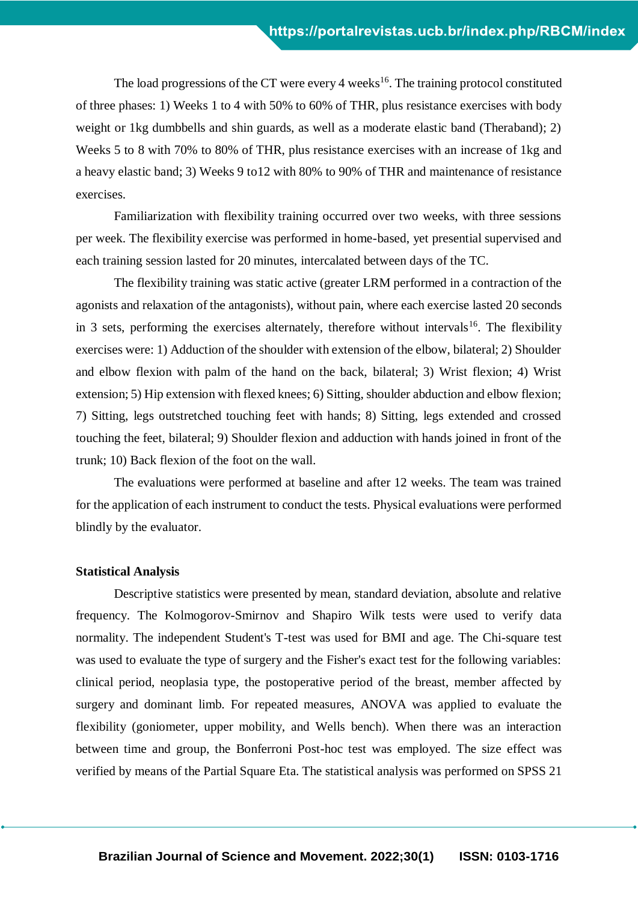The load progressions of the CT were every 4 weeks[16]. The training protocol constituted of three phases: 1) Weeks 1 to 4 with 50% to 60% of THR, plus resistance exercises with body weight or 1kg dumbbells and shin guards, as well as a moderate elastic band (Theraband); 2) Weeks 5 to 8 with 70% to 80% of THR, plus resistance exercises with an increase of 1kg and a heavy elastic band; 3) Weeks 9 to12 with 80% to 90% of THR and maintenance of resistance exercises.

Familiarization with flexibility training occurred over two weeks, with three sessions per week. The flexibility exercise was performed in home-based, yet presential supervised and each training session lasted for 20 minutes, intercalated between days of the TC.

The flexibility training was static active (greater LRM performed in a contraction of the agonists and relaxation of the antagonists), without pain, where each exercise lasted 20 seconds in 3 sets, performing the exercises alternately, therefore without intervals[16]. The flexibility exercises were: 1) Adduction of the shoulder with extension of the elbow, bilateral; 2) Shoulder and elbow flexion with palm of the hand on the back, bilateral; 3) Wrist flexion; 4) Wrist extension; 5) Hip extension with flexed knees; 6) Sitting, shoulder abduction and elbow flexion; 7) Sitting, legs outstretched touching feet with hands; 8) Sitting, legs extended and crossed touching the feet, bilateral; 9) Shoulder flexion and adduction with hands joined in front of the trunk; 10) Back flexion of the foot on the wall.

The evaluations were performed at baseline and after 12 weeks. The team was trained for the application of each instrument to conduct the tests. Physical evaluations were performed blindly by the evaluator.

**Statistical Analysis**

Descriptive statistics were presented by mean, standard deviation, absolute and relative frequency. The Kolmogorov-Smirnov and Shapiro Wilk tests were used to verify data normality. The independent Student's T-test was used for BMI and age. The Chi-square test was used to evaluate the type of surgery and the Fisher's exact test for the following variables: clinical period, neoplasia type, the postoperative period of the breast, member affected by surgery and dominant limb. For repeated measures, ANOVA was applied to evaluate the flexibility (goniometer, upper mobility, and Wells bench). When there was an interaction between time and group, the Bonferroni Post-hoc test was employed. The size effect was verified by means of the Partial Square Eta. The statistical analysis was performed on SPSS 21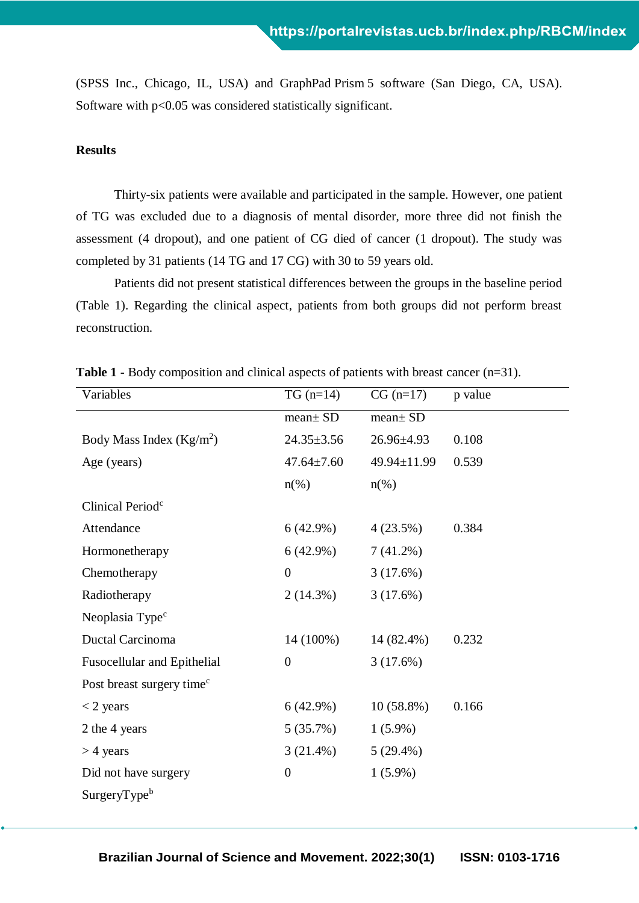(SPSS Inc., Chicago, IL, USA) and GraphPad Prism 5 software (San Diego, CA, USA). Software with $p<0.05$ was considered statistically significant.

**Results**

Thirty-six patients were available and participated in the sample. However, one patient of TG was excluded due to a diagnosis of mental disorder, more three did not finish the assessment (4 dropout), and one patient of CG died of cancer (1 dropout). The study was completed by 31 patients (14 TG and 17 CG) with 30 to 59 years old.

Patients did not present statistical differences between the groups in the baseline period (Table 1). Regarding the clinical aspect, patients from both groups did not perform breast reconstruction.

**Table 1 -** Body composition and clinical aspects of patients with breast cancer (n=31).

| Variables | TG (n=14) | CG (n=17) | p value |
|---|---|---|---|
| | mean± SD | mean± SD | |
| Body Mass Index (Kg/m$^2$) | 24.35±3.56 | 26.96±4.93 | 0.108 |
| Age (years) | 47.64±7.60 | 49.94±11.99 | 0.539 |
| | n(%) | n(%) | |
| Clinical Period[c] | | | |
| Attendance | 6 (42.9%) | 4 (23.5%) | 0.384 |
| Hormonetherapy | 6 (42.9%) | 7 (41.2%) | |
| Chemotherapy | 0 | 3 (17.6%) | |
| Radiotherapy | 2 (14.3%) | 3 (17.6%) | |
| Neoplasia Type[c] | | | |
| Ductal Carcinoma | 14 (100%) | 14 (82.4%) | 0.232 |
| Fusocellular and Epithelial | 0 | 3 (17.6%) | |
| Post breast surgery time[c] | | | |
| < 2 years | 6 (42.9%) | 10 (58.8%) | 0.166 |
| 2 the 4 years | 5 (35.7%) | 1 (5.9%) | |
| > 4 years | 3 (21.4%) | 5 (29.4%) | |
| Did not have surgery | 0 | 1 (5.9%) | |
| SurgeryType[b] | | | |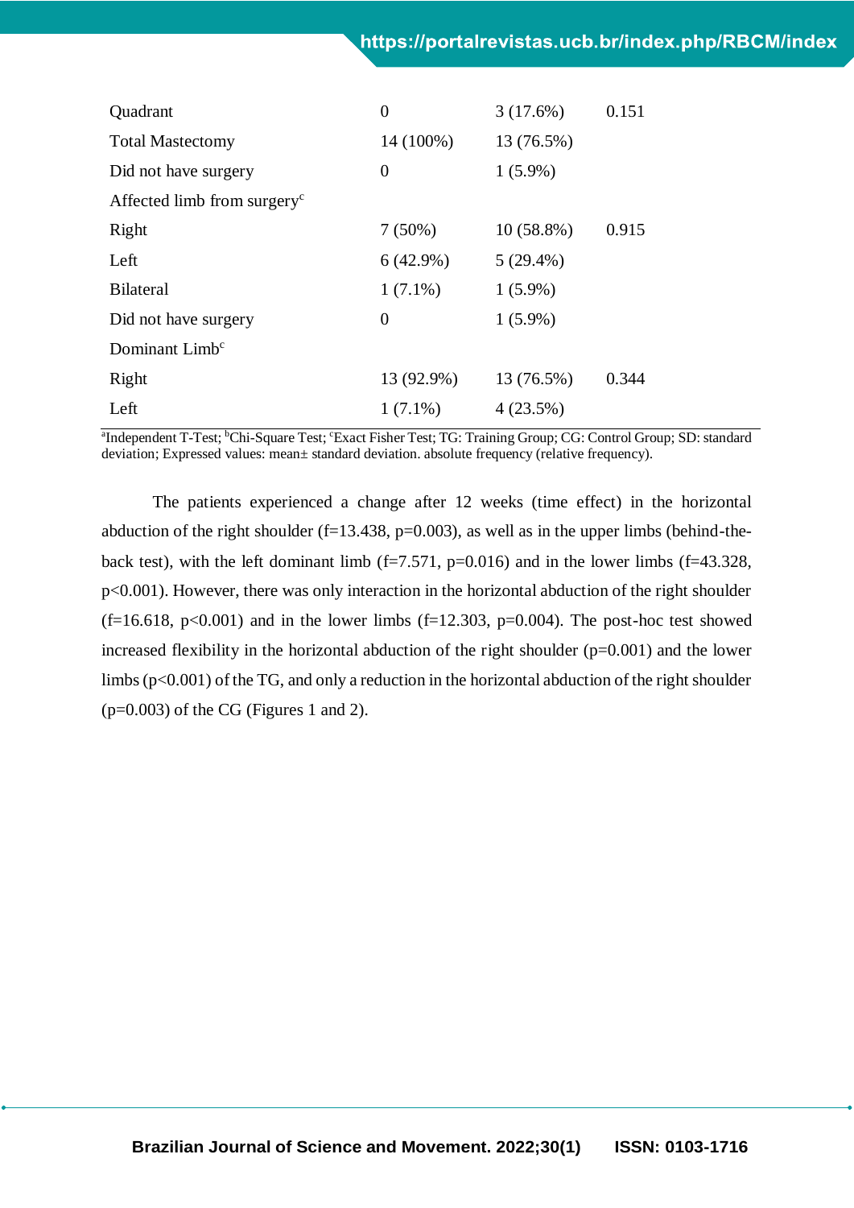| | | | |
|---|---|---|---|
| Quadrant | 0 | 3 (17.6%) | 0.151 |
| Total Mastectomy | 14 (100%) | 13 (76.5%) | |
| Did not have surgery | 0 | 1 (5.9%) | |
| Affected limb from surgery[c] | | | |
| Right | 7 (50%) | 10 (58.8%) | 0.915 |
| Left | 6 (42.9%) | 5 (29.4%) | |
| Bilateral | 1 (7.1%) | 1 (5.9%) | |
| Did not have surgery | 0 | 1 (5.9%) | |
| Dominant Limb[c] | | | |
| Right | 13 (92.9%) | 13 (76.5%) | 0.344 |
| Left | 1 (7.1%) | 4 (23.5%) | |

[a]Independent T-Test; [b]Chi-Square Test; [c]Exact Fisher Test; TG: Training Group; CG: Control Group; SD: standard deviation; Expressed values: mean± standard deviation. absolute frequency (relative frequency).

The patients experienced a change after 12 weeks (time effect) in the horizontal abduction of the right shoulder (f=13.438, p=0.003), as well as in the upper limbs (behind-the-back test), with the left dominant limb (f=7.571, p=0.016) and in the lower limbs (f=43.328, p<0.001). However, there was only interaction in the horizontal abduction of the right shoulder (f=16.618, p<0.001) and in the lower limbs (f=12.303, p=0.004). The post-hoc test showed increased flexibility in the horizontal abduction of the right shoulder (p=0.001) and the lower limbs (p<0.001) of the TG, and only a reduction in the horizontal abduction of the right shoulder (p=0.003) of the CG (Figures 1 and 2).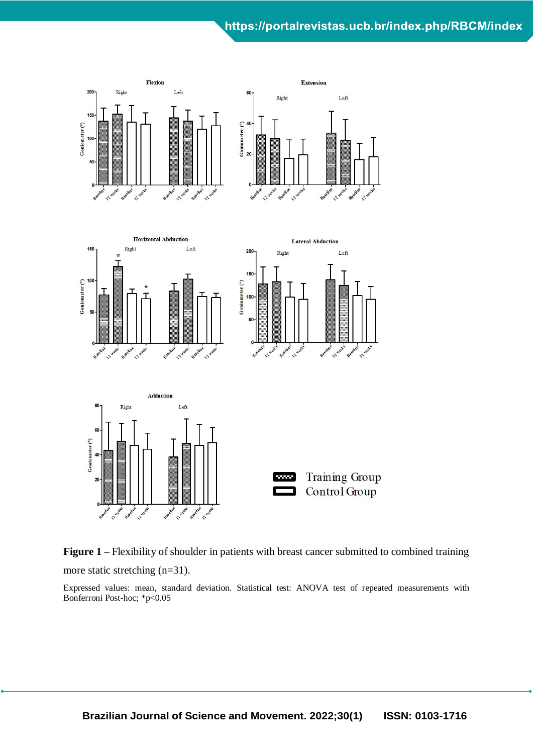**Figure 1** – Flexibility of shoulder in patients with breast cancer submitted to combined training more static stretching (n=31).

Expressed values: mean, standard deviation. Statistical test: ANOVA test of repeated measurements with Bonferroni Post-hoc; *p<0.05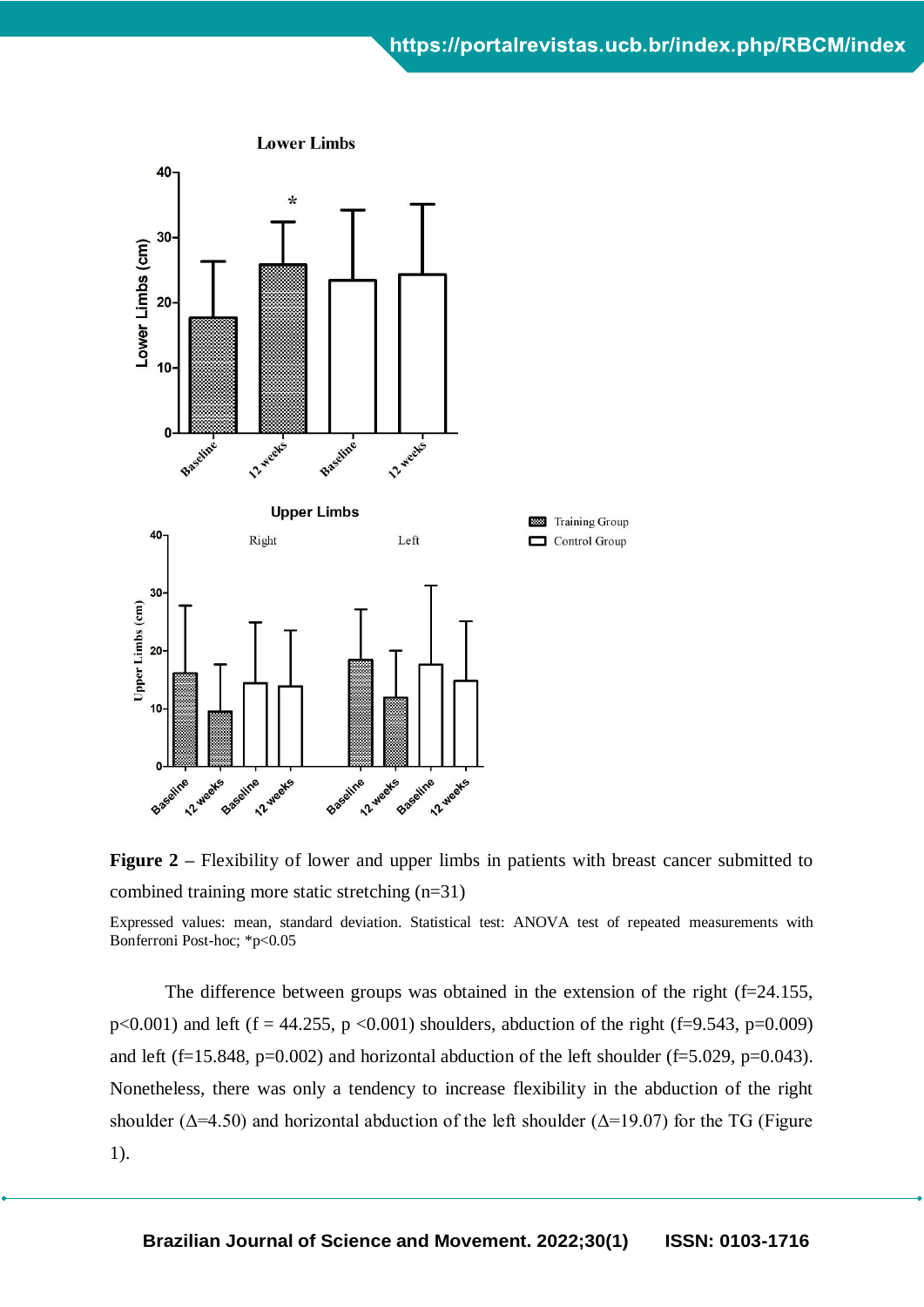**Figure 2** – Flexibility of lower and upper limbs in patients with breast cancer submitted to combined training more static stretching (n=31)

Expressed values: mean, standard deviation. Statistical test: ANOVA test of repeated measurements with Bonferroni Post-hoc; *p<0.05

The difference between groups was obtained in the extension of the right (f=24.155, p<0.001) and left (f = 44.255, p <0.001) shoulders, abduction of the right (f=9.543, p=0.009) and left (f=15.848, p=0.002) and horizontal abduction of the left shoulder (f=5.029, p=0.043). Nonetheless, there was only a tendency to increase flexibility in the abduction of the right shoulder (Δ=4.50) and horizontal abduction of the left shoulder (Δ=19.07) for the TG (Figure 1).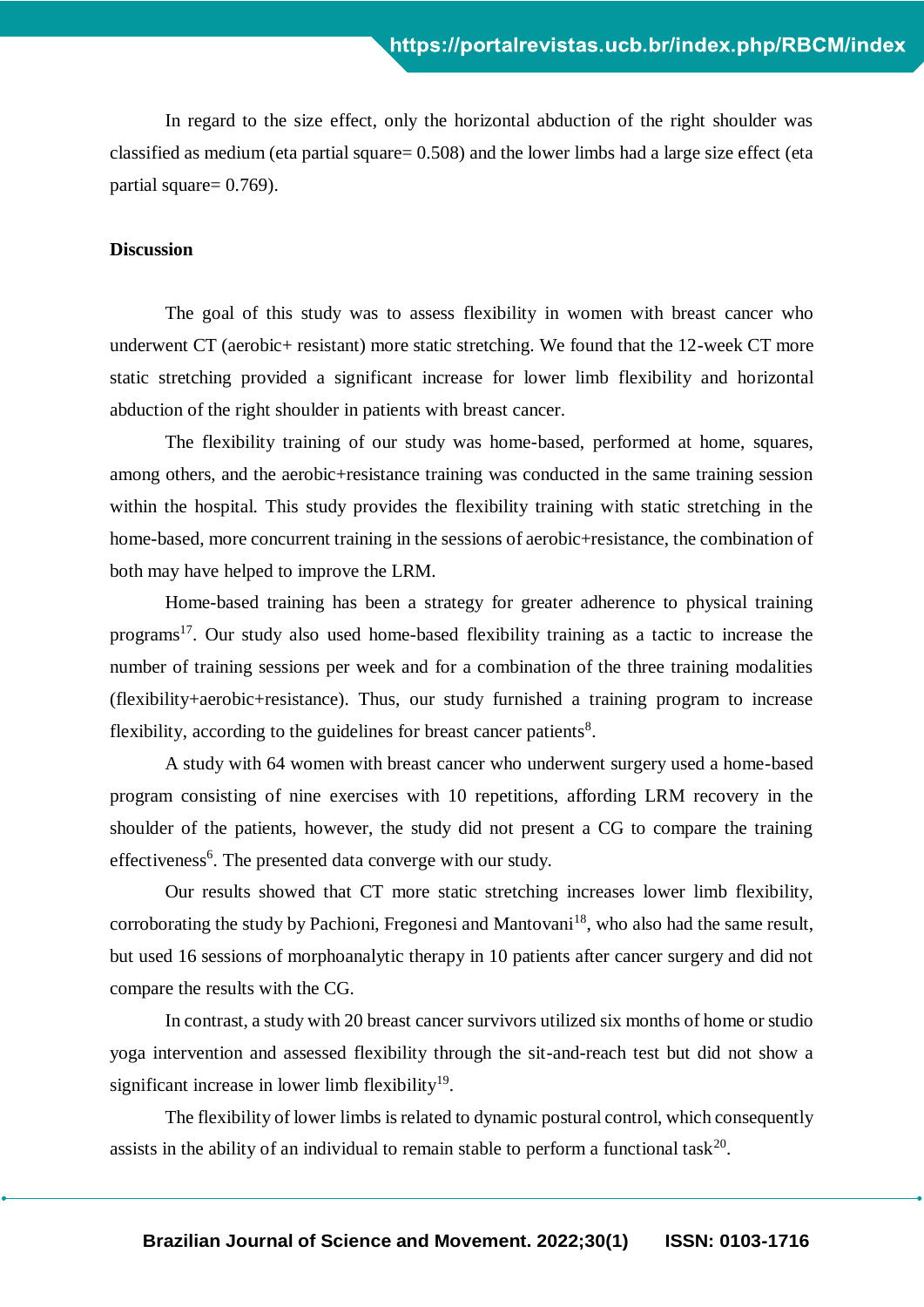In regard to the size effect, only the horizontal abduction of the right shoulder was classified as medium (eta partial square= 0.508) and the lower limbs had a large size effect (eta partial square= 0.769).

**Discussion**

The goal of this study was to assess flexibility in women with breast cancer who underwent CT (aerobic+ resistant) more static stretching. We found that the 12-week CT more static stretching provided a significant increase for lower limb flexibility and horizontal abduction of the right shoulder in patients with breast cancer.

The flexibility training of our study was home-based, performed at home, squares, among others, and the aerobic+resistance training was conducted in the same training session within the hospital. This study provides the flexibility training with static stretching in the home-based, more concurrent training in the sessions of aerobic+resistance, the combination of both may have helped to improve the LRM.

Home-based training has been a strategy for greater adherence to physical training programs[17]. Our study also used home-based flexibility training as a tactic to increase the number of training sessions per week and for a combination of the three training modalities (flexibility+aerobic+resistance). Thus, our study furnished a training program to increase flexibility, according to the guidelines for breast cancer patients[8].

A study with 64 women with breast cancer who underwent surgery used a home-based program consisting of nine exercises with 10 repetitions, affording LRM recovery in the shoulder of the patients, however, the study did not present a CG to compare the training effectiveness[6]. The presented data converge with our study.

Our results showed that CT more static stretching increases lower limb flexibility, corroborating the study by Pachioni, Fregonesi and Mantovani[18], who also had the same result, but used 16 sessions of morphoanalytic therapy in 10 patients after cancer surgery and did not compare the results with the CG.

In contrast, a study with 20 breast cancer survivors utilized six months of home or studio yoga intervention and assessed flexibility through the sit-and-reach test but did not show a significant increase in lower limb flexibility[19].

The flexibility of lower limbs is related to dynamic postural control, which consequently assists in the ability of an individual to remain stable to perform a functional task[20].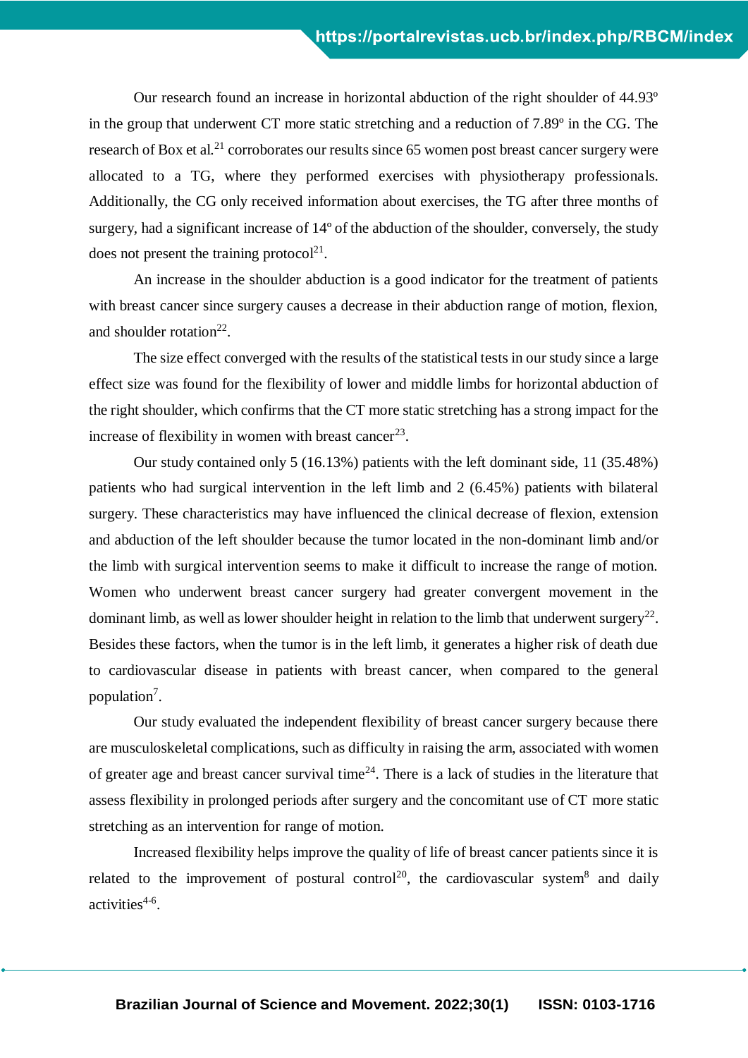Our research found an increase in horizontal abduction of the right shoulder of 44.93º in the group that underwent CT more static stretching and a reduction of 7.89º in the CG. The research of Box et al.[21] corroborates our results since 65 women post breast cancer surgery were allocated to a TG, where they performed exercises with physiotherapy professionals. Additionally, the CG only received information about exercises, the TG after three months of surgery, had a significant increase of 14º of the abduction of the shoulder, conversely, the study does not present the training protocol[21].

An increase in the shoulder abduction is a good indicator for the treatment of patients with breast cancer since surgery causes a decrease in their abduction range of motion, flexion, and shoulder rotation[22].

The size effect converged with the results of the statistical tests in our study since a large effect size was found for the flexibility of lower and middle limbs for horizontal abduction of the right shoulder, which confirms that the CT more static stretching has a strong impact for the increase of flexibility in women with breast cancer[23].

Our study contained only 5 (16.13%) patients with the left dominant side, 11 (35.48%) patients who had surgical intervention in the left limb and 2 (6.45%) patients with bilateral surgery. These characteristics may have influenced the clinical decrease of flexion, extension and abduction of the left shoulder because the tumor located in the non-dominant limb and/or the limb with surgical intervention seems to make it difficult to increase the range of motion. Women who underwent breast cancer surgery had greater convergent movement in the dominant limb, as well as lower shoulder height in relation to the limb that underwent surgery[22]. Besides these factors, when the tumor is in the left limb, it generates a higher risk of death due to cardiovascular disease in patients with breast cancer, when compared to the general population[7].

Our study evaluated the independent flexibility of breast cancer surgery because there are musculoskeletal complications, such as difficulty in raising the arm, associated with women of greater age and breast cancer survival time[24]. There is a lack of studies in the literature that assess flexibility in prolonged periods after surgery and the concomitant use of CT more static stretching as an intervention for range of motion.

Increased flexibility helps improve the quality of life of breast cancer patients since it is related to the improvement of postural control[20], the cardiovascular system[8] and daily activities[4-6].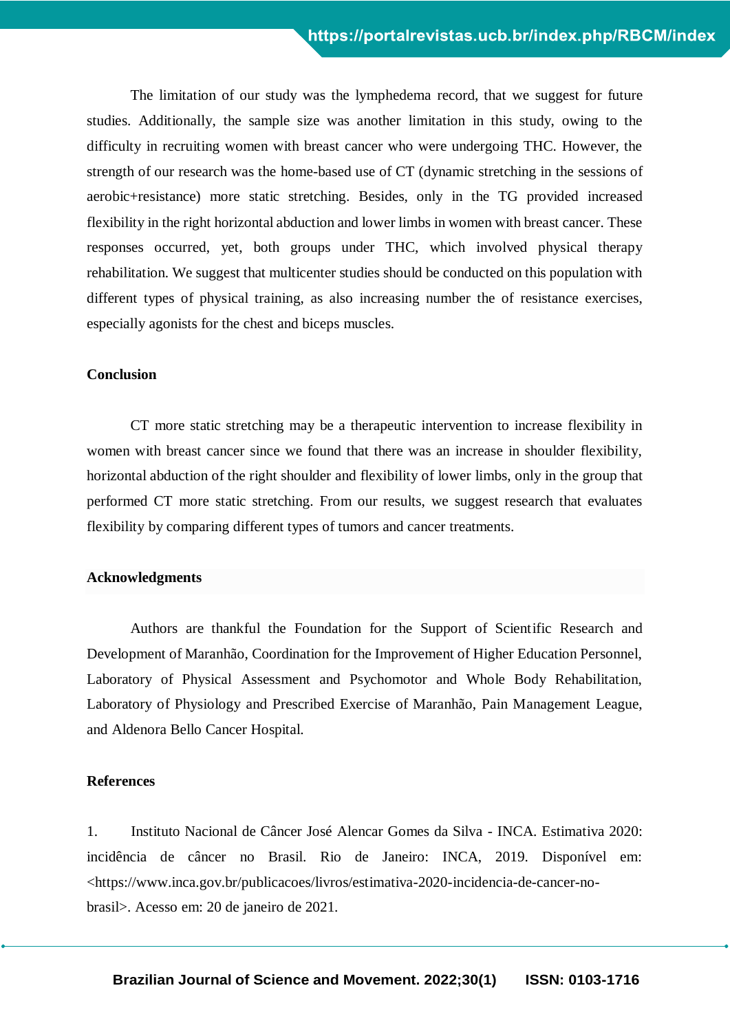The limitation of our study was the lymphedema record, that we suggest for future studies. Additionally, the sample size was another limitation in this study, owing to the difficulty in recruiting women with breast cancer who were undergoing THC. However, the strength of our research was the home-based use of CT (dynamic stretching in the sessions of aerobic+resistance) more static stretching. Besides, only in the TG provided increased flexibility in the right horizontal abduction and lower limbs in women with breast cancer. These responses occurred, yet, both groups under THC, which involved physical therapy rehabilitation. We suggest that multicenter studies should be conducted on this population with different types of physical training, as also increasing number the of resistance exercises, especially agonists for the chest and biceps muscles.

## Conclusion

CT more static stretching may be a therapeutic intervention to increase flexibility in women with breast cancer since we found that there was an increase in shoulder flexibility, horizontal abduction of the right shoulder and flexibility of lower limbs, only in the group that performed CT more static stretching. From our results, we suggest research that evaluates flexibility by comparing different types of tumors and cancer treatments.

## Acknowledgments

Authors are thankful the Foundation for the Support of Scientific Research and Development of Maranhão, Coordination for the Improvement of Higher Education Personnel, Laboratory of Physical Assessment and Psychomotor and Whole Body Rehabilitation, Laboratory of Physiology and Prescribed Exercise of Maranhão, Pain Management League, and Aldenora Bello Cancer Hospital.

## References

1. Instituto Nacional de Câncer José Alencar Gomes da Silva - INCA. Estimativa 2020: incidência de câncer no Brasil. Rio de Janeiro: INCA, 2019. Disponível em: <https://www.inca.gov.br/publicacoes/livros/estimativa-2020-incidencia-de-cancer-no-brasil>. Acesso em: 20 de janeiro de 2021.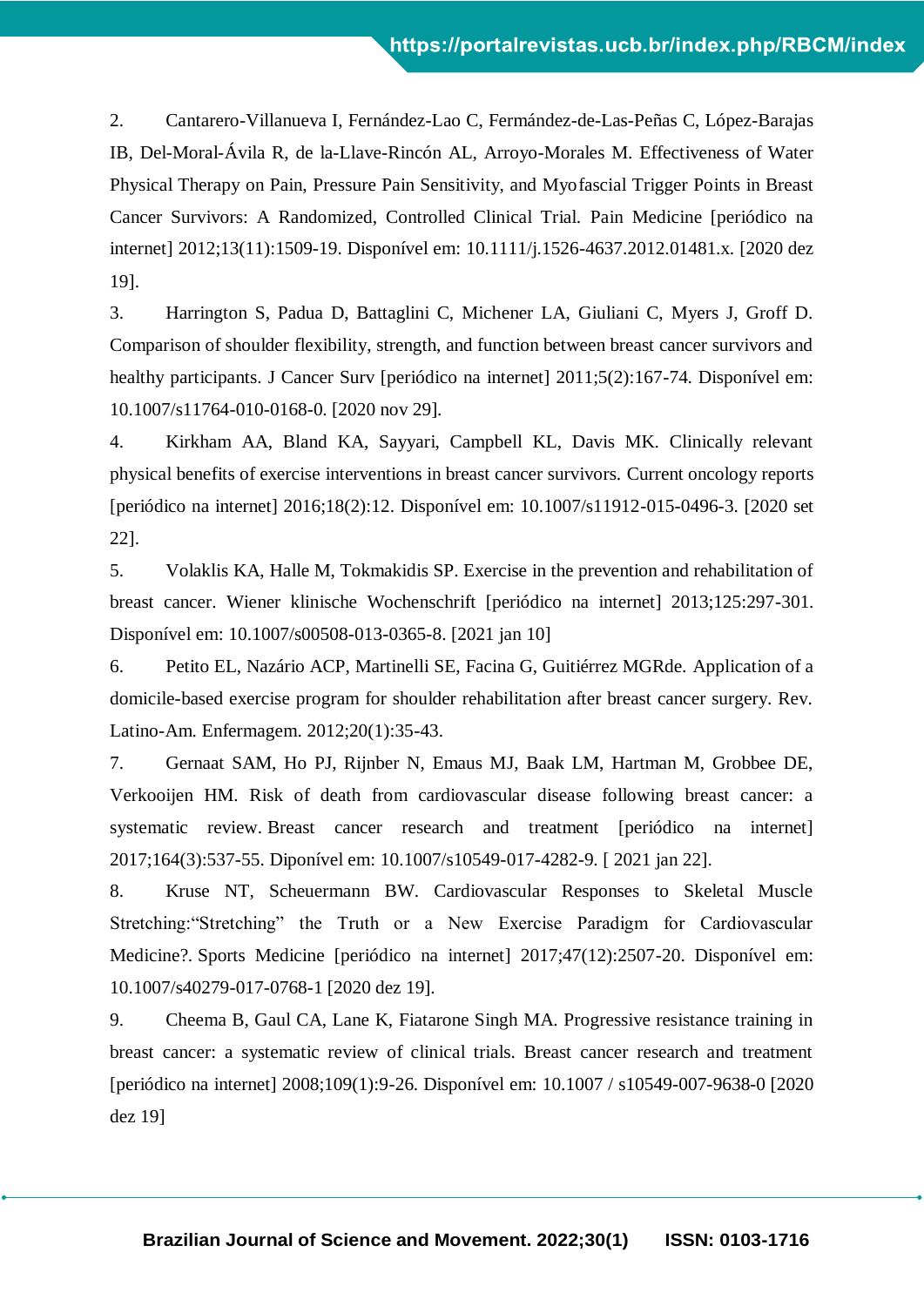2. Cantarero-Villanueva I, Fernández-Lao C, Fermández-de-Las-Peñas C, López-Barajas IB, Del-Moral-Ávila R, de la-Llave-Rincón AL, Arroyo-Morales M. Effectiveness of Water Physical Therapy on Pain, Pressure Pain Sensitivity, and Myofascial Trigger Points in Breast Cancer Survivors: A Randomized, Controlled Clinical Trial. Pain Medicine [periódico na internet] 2012;13(11):1509-19. Disponível em: 10.1111/j.1526-4637.2012.01481.x. [2020 dez 19].

3. Harrington S, Padua D, Battaglini C, Michener LA, Giuliani C, Myers J, Groff D. Comparison of shoulder flexibility, strength, and function between breast cancer survivors and healthy participants. J Cancer Surv [periódico na internet] 2011;5(2):167-74. Disponível em: 10.1007/s11764-010-0168-0. [2020 nov 29].

4. Kirkham AA, Bland KA, Sayyari, Campbell KL, Davis MK. Clinically relevant physical benefits of exercise interventions in breast cancer survivors. Current oncology reports [periódico na internet] 2016;18(2):12. Disponível em: 10.1007/s11912-015-0496-3. [2020 set 22].

5. Volaklis KA, Halle M, Tokmakidis SP. Exercise in the prevention and rehabilitation of breast cancer. Wiener klinische Wochenschrift [periódico na internet] 2013;125:297-301. Disponível em: 10.1007/s00508-013-0365-8. [2021 jan 10]

6. Petito EL, Nazário ACP, Martinelli SE, Facina G, Guitiérrez MGRde. Application of a domicile-based exercise program for shoulder rehabilitation after breast cancer surgery. Rev. Latino-Am. Enfermagem. 2012;20(1):35-43.

7. Gernaat SAM, Ho PJ, Rijnber N, Emaus MJ, Baak LM, Hartman M, Grobbee DE, Verkooijen HM. Risk of death from cardiovascular disease following breast cancer: a systematic review. Breast cancer research and treatment [periódico na internet] 2017;164(3):537-55. Diponível em: 10.1007/s10549-017-4282-9. [ 2021 jan 22].

8. Kruse NT, Scheuermann BW. Cardiovascular Responses to Skeletal Muscle Stretching:"Stretching" the Truth or a New Exercise Paradigm for Cardiovascular Medicine?. Sports Medicine [periódico na internet] 2017;47(12):2507-20. Disponível em: 10.1007/s40279-017-0768-1 [2020 dez 19].

9. Cheema B, Gaul CA, Lane K, Fiatarone Singh MA. Progressive resistance training in breast cancer: a systematic review of clinical trials. Breast cancer research and treatment [periódico na internet] 2008;109(1):9-26. Disponível em: 10.1007 / s10549-007-9638-0 [2020 dez 19]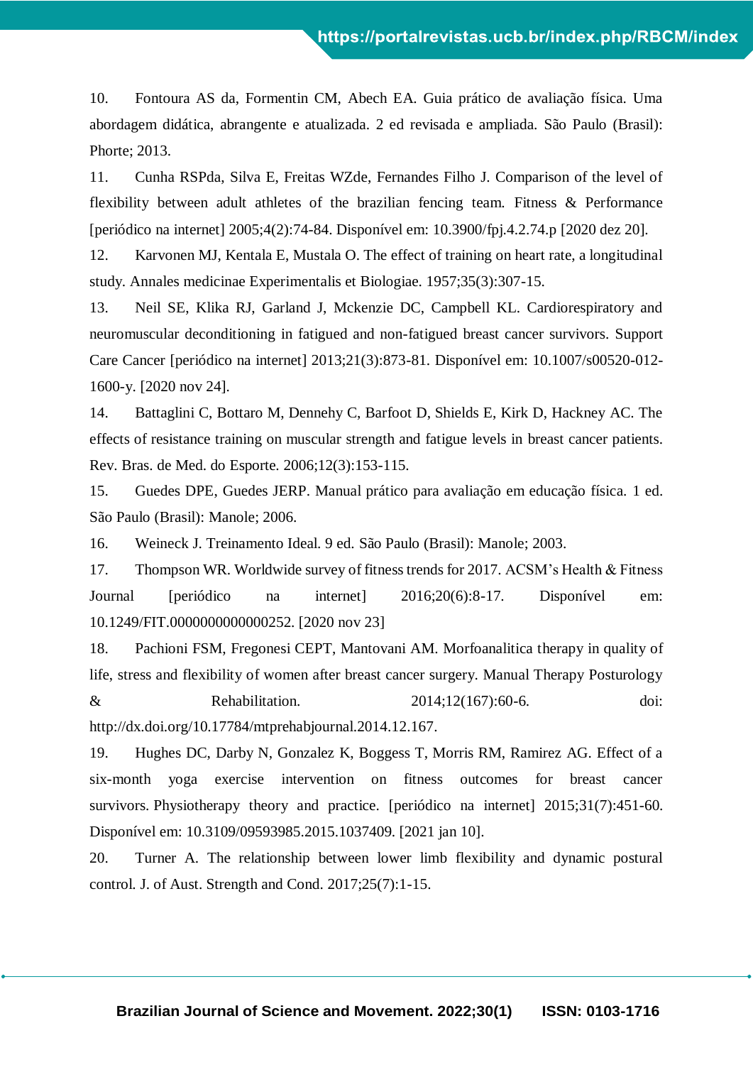10. Fontoura AS da, Formentin CM, Abech EA. Guia prático de avaliação física. Uma abordagem didática, abrangente e atualizada. 2 ed revisada e ampliada. São Paulo (Brasil): Phorte; 2013.

11. Cunha RSPda, Silva E, Freitas WZde, Fernandes Filho J. Comparison of the level of flexibility between adult athletes of the brazilian fencing team. Fitness & Performance [periódico na internet] 2005;4(2):74-84. Disponível em: 10.3900/fpj.4.2.74.p [2020 dez 20].

12. Karvonen MJ, Kentala E, Mustala O. The effect of training on heart rate, a longitudinal study. Annales medicinae Experimentalis et Biologiae. 1957;35(3):307-15.

13. Neil SE, Klika RJ, Garland J, Mckenzie DC, Campbell KL. Cardiorespiratory and neuromuscular deconditioning in fatigued and non-fatigued breast cancer survivors. Support Care Cancer [periódico na internet] 2013;21(3):873-81. Disponível em: 10.1007/s00520-012-1600-y. [2020 nov 24].

14. Battaglini C, Bottaro M, Dennehy C, Barfoot D, Shields E, Kirk D, Hackney AC. The effects of resistance training on muscular strength and fatigue levels in breast cancer patients. Rev. Bras. de Med. do Esporte. 2006;12(3):153-115.

15. Guedes DPE, Guedes JERP. Manual prático para avaliação em educação física. 1 ed. São Paulo (Brasil): Manole; 2006.

16. Weineck J. Treinamento Ideal. 9 ed. São Paulo (Brasil): Manole; 2003.

17. Thompson WR. Worldwide survey of fitness trends for 2017. ACSM's Health & Fitness Journal [periódico na internet] 2016;20(6):8-17. Disponível em: 10.1249/FIT.0000000000000252. [2020 nov 23]

18. Pachioni FSM, Fregonesi CEPT, Mantovani AM. Morfoanalitica therapy in quality of life, stress and flexibility of women after breast cancer surgery. Manual Therapy Posturology & Rehabilitation. 2014;12(167):60-6. doi: http://dx.doi.org/10.17784/mtprehabjournal.2014.12.167.

19. Hughes DC, Darby N, Gonzalez K, Boggess T, Morris RM, Ramirez AG. Effect of a six-month yoga exercise intervention on fitness outcomes for breast cancer survivors. Physiotherapy theory and practice. [periódico na internet] 2015;31(7):451-60. Disponível em: 10.3109/09593985.2015.1037409. [2021 jan 10].

20. Turner A. The relationship between lower limb flexibility and dynamic postural control. J. of Aust. Strength and Cond. 2017;25(7):1-15.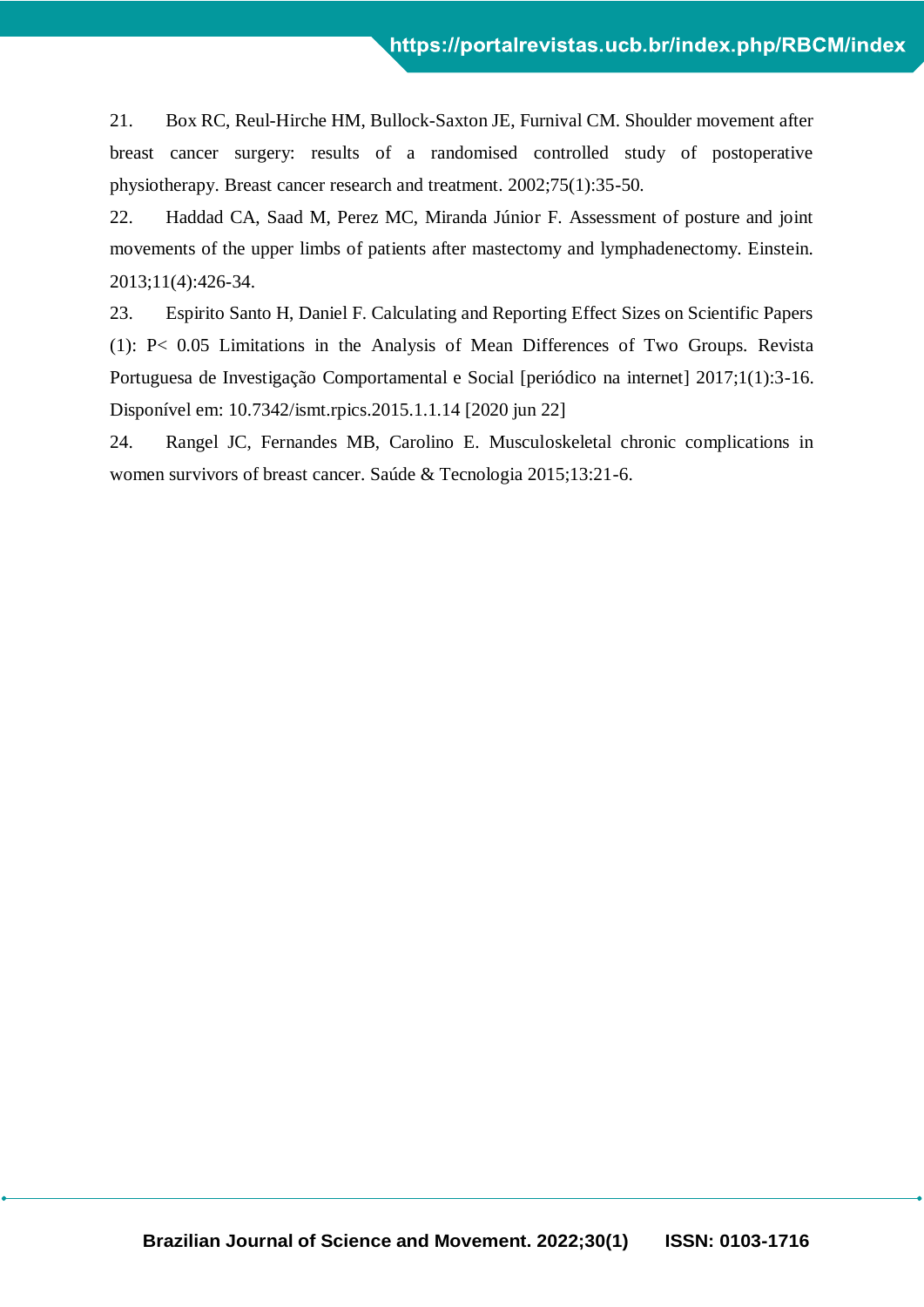21. Box RC, Reul-Hirche HM, Bullock-Saxton JE, Furnival CM. Shoulder movement after breast cancer surgery: results of a randomised controlled study of postoperative physiotherapy. Breast cancer research and treatment. 2002;75(1):35-50.

22. Haddad CA, Saad M, Perez MC, Miranda Júnior F. Assessment of posture and joint movements of the upper limbs of patients after mastectomy and lymphadenectomy. Einstein. 2013;11(4):426-34.

23. Espirito Santo H, Daniel F. Calculating and Reporting Effect Sizes on Scientific Papers (1): P< 0.05 Limitations in the Analysis of Mean Differences of Two Groups. Revista Portuguesa de Investigação Comportamental e Social [periódico na internet] 2017;1(1):3-16. Disponível em: 10.7342/ismt.rpics.2015.1.1.14 [2020 jun 22]

24. Rangel JC, Fernandes MB, Carolino E. Musculoskeletal chronic complications in women survivors of breast cancer. Saúde & Tecnologia 2015;13:21-6.